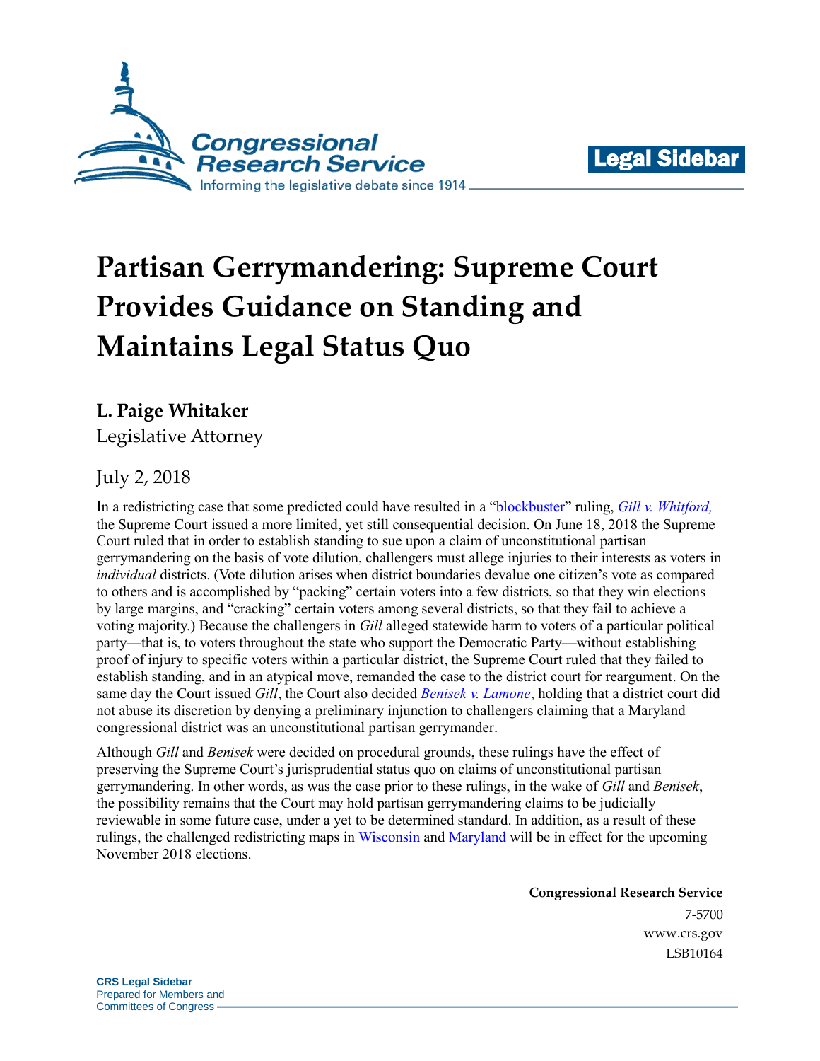# Partisan Gerrymandering: Supreme Court Provides Guidance on Standing and Maintains Legal Status Quo

**L. Paige Whitaker**

Legislative Attorney

July 2, 2018

In a redistricting case that some predicted could have resulted in a "blockbuster" ruling, *Gill v. Whitford,* the Supreme Court issued a more limited, yet still consequential decision. On June 18, 2018 the Supreme Court ruled that in order to establish standing to sue upon a claim of unconstitutional partisan gerrymandering on the basis of vote dilution, challengers must allege injuries to their interests as voters in *individual* districts. (Vote dilution arises when district boundaries devalue one citizen's vote as compared to others and is accomplished by "packing" certain voters into a few districts, so that they win elections by large margins, and "cracking" certain voters among several districts, so that they fail to achieve a voting majority.) Because the challengers in *Gill* alleged statewide harm to voters of a particular political party—that is, to voters throughout the state who support the Democratic Party—without establishing proof of injury to specific voters within a particular district, the Supreme Court ruled that they failed to establish standing, and in an atypical move, remanded the case to the district court for reargument. On the same day the Court issued *Gill*, the Court also decided *Benisek v. Lamone*, holding that a district court did not abuse its discretion by denying a preliminary injunction to challengers claiming that a Maryland congressional district was an unconstitutional partisan gerrymander.

Although *Gill* and *Benisek* were decided on procedural grounds, these rulings have the effect of preserving the Supreme Court's jurisprudential status quo on claims of unconstitutional partisan gerrymandering. In other words, as was the case prior to these rulings, in the wake of *Gill* and *Benisek*, the possibility remains that the Court may hold partisan gerrymandering claims to be judicially reviewable in some future case, under a yet to be determined standard. In addition, as a result of these rulings, the challenged redistricting maps in Wisconsin and Maryland will be in effect for the upcoming November 2018 elections.

**Congressional Research Service**

7-5700

www.crs.gov

LSB10164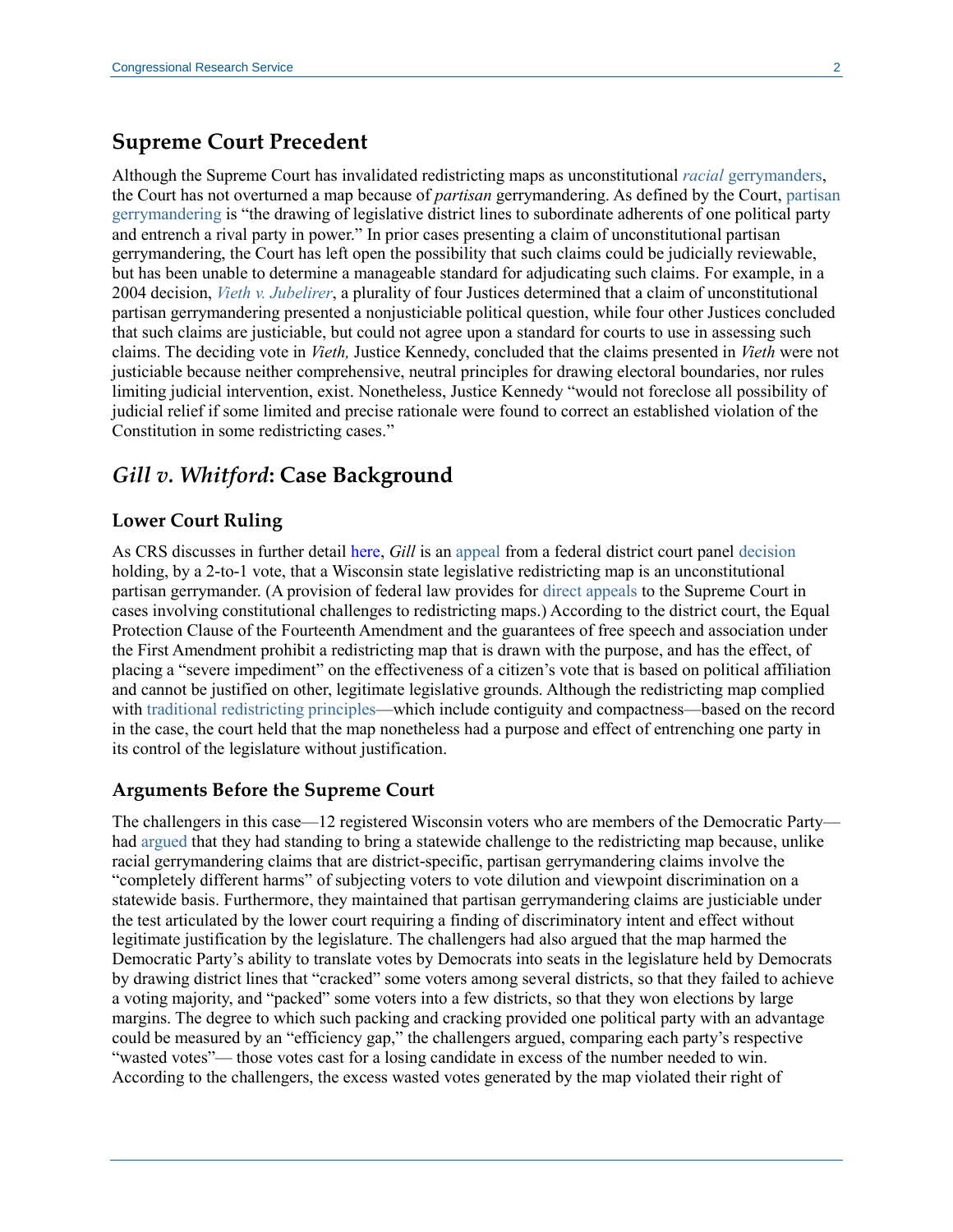## Supreme Court Precedent

Although the Supreme Court has invalidated redistricting maps as unconstitutional *racial* gerrymanders, the Court has not overturned a map because of *partisan* gerrymandering. As defined by the Court, partisan gerrymandering is "the drawing of legislative district lines to subordinate adherents of one political party and entrench a rival party in power." In prior cases presenting a claim of unconstitutional partisan gerrymandering, the Court has left open the possibility that such claims could be judicially reviewable, but has been unable to determine a manageable standard for adjudicating such claims. For example, in a 2004 decision, *Vieth v. Jubelirer*, a plurality of four Justices determined that a claim of unconstitutional partisan gerrymandering presented a nonjusticiable political question, while four other Justices concluded that such claims are justiciable, but could not agree upon a standard for courts to use in assessing such claims. The deciding vote in *Vieth,* Justice Kennedy, concluded that the claims presented in *Vieth* were not justiciable because neither comprehensive, neutral principles for drawing electoral boundaries, nor rules limiting judicial intervention, exist. Nonetheless, Justice Kennedy "would not foreclose all possibility of judicial relief if some limited and precise rationale were found to correct an established violation of the Constitution in some redistricting cases."

## *Gill v. Whitford*: Case Background

### Lower Court Ruling

As CRS discusses in further detail here, *Gill* is an appeal from a federal district court panel decision holding, by a 2-to-1 vote, that a Wisconsin state legislative redistricting map is an unconstitutional partisan gerrymander. (A provision of federal law provides for direct appeals to the Supreme Court in cases involving constitutional challenges to redistricting maps.) According to the district court, the Equal Protection Clause of the Fourteenth Amendment and the guarantees of free speech and association under the First Amendment prohibit a redistricting map that is drawn with the purpose, and has the effect, of placing a "severe impediment" on the effectiveness of a citizen's vote that is based on political affiliation and cannot be justified on other, legitimate legislative grounds. Although the redistricting map complied with traditional redistricting principles—which include contiguity and compactness—based on the record in the case, the court held that the map nonetheless had a purpose and effect of entrenching one party in its control of the legislature without justification.

### Arguments Before the Supreme Court

The challengers in this case—12 registered Wisconsin voters who are members of the Democratic Party—had argued that they had standing to bring a statewide challenge to the redistricting map because, unlike racial gerrymandering claims that are district-specific, partisan gerrymandering claims involve the "completely different harms" of subjecting voters to vote dilution and viewpoint discrimination on a statewide basis. Furthermore, they maintained that partisan gerrymandering claims are justiciable under the test articulated by the lower court requiring a finding of discriminatory intent and effect without legitimate justification by the legislature. The challengers had also argued that the map harmed the Democratic Party's ability to translate votes by Democrats into seats in the legislature held by Democrats by drawing district lines that "cracked" some voters among several districts, so that they failed to achieve a voting majority, and "packed" some voters into a few districts, so that they won elections by large margins. The degree to which such packing and cracking provided one political party with an advantage could be measured by an "efficiency gap," the challengers argued, comparing each party's respective "wasted votes"— those votes cast for a losing candidate in excess of the number needed to win. According to the challengers, the excess wasted votes generated by the map violated their right of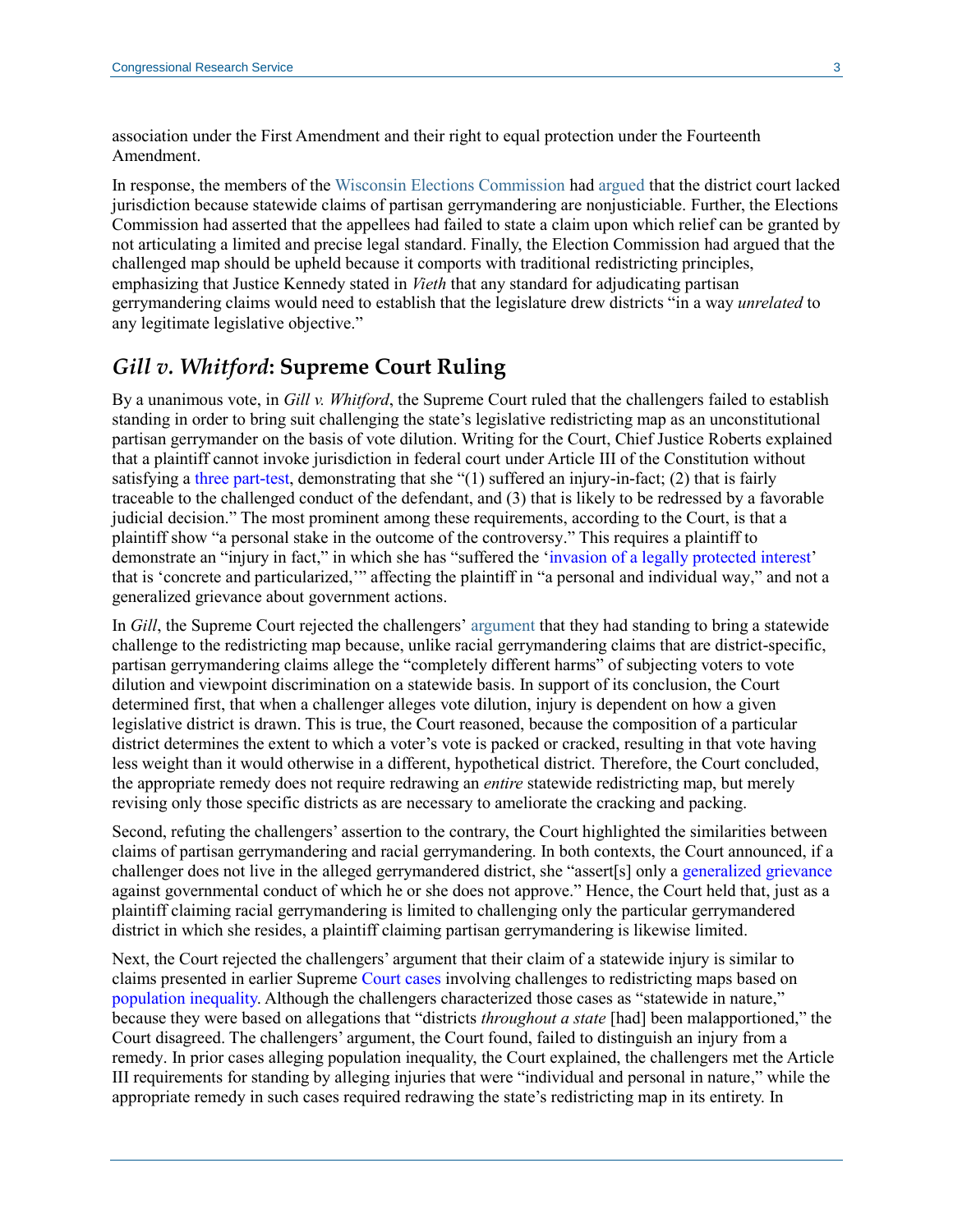association under the First Amendment and their right to equal protection under the Fourteenth Amendment.

In response, the members of the Wisconsin Elections Commission had argued that the district court lacked jurisdiction because statewide claims of partisan gerrymandering are nonjusticiable. Further, the Elections Commission had asserted that the appellees had failed to state a claim upon which relief can be granted by not articulating a limited and precise legal standard. Finally, the Election Commission had argued that the challenged map should be upheld because it comports with traditional redistricting principles, emphasizing that Justice Kennedy stated in *Vieth* that any standard for adjudicating partisan gerrymandering claims would need to establish that the legislature drew districts "in a way *unrelated* to any legitimate legislative objective."

## *Gill v. Whitford*: Supreme Court Ruling

By a unanimous vote, in *Gill v. Whitford*, the Supreme Court ruled that the challengers failed to establish standing in order to bring suit challenging the state's legislative redistricting map as an unconstitutional partisan gerrymander on the basis of vote dilution. Writing for the Court, Chief Justice Roberts explained that a plaintiff cannot invoke jurisdiction in federal court under Article III of the Constitution without satisfying a three part-test, demonstrating that she "(1) suffered an injury-in-fact; (2) that is fairly traceable to the challenged conduct of the defendant, and (3) that is likely to be redressed by a favorable judicial decision." The most prominent among these requirements, according to the Court, is that a plaintiff show "a personal stake in the outcome of the controversy." This requires a plaintiff to demonstrate an "injury in fact," in which she has "suffered the 'invasion of a legally protected interest' that is 'concrete and particularized,'" affecting the plaintiff in "a personal and individual way," and not a generalized grievance about government actions.

In *Gill*, the Supreme Court rejected the challengers' argument that they had standing to bring a statewide challenge to the redistricting map because, unlike racial gerrymandering claims that are district-specific, partisan gerrymandering claims allege the "completely different harms" of subjecting voters to vote dilution and viewpoint discrimination on a statewide basis. In support of its conclusion, the Court determined first, that when a challenger alleges vote dilution, injury is dependent on how a given legislative district is drawn. This is true, the Court reasoned, because the composition of a particular district determines the extent to which a voter's vote is packed or cracked, resulting in that vote having less weight than it would otherwise in a different, hypothetical district. Therefore, the Court concluded, the appropriate remedy does not require redrawing an *entire* statewide redistricting map, but merely revising only those specific districts as are necessary to ameliorate the cracking and packing.

Second, refuting the challengers' assertion to the contrary, the Court highlighted the similarities between claims of partisan gerrymandering and racial gerrymandering. In both contexts, the Court announced, if a challenger does not live in the alleged gerrymandered district, she "assert[s] only a generalized grievance against governmental conduct of which he or she does not approve." Hence, the Court held that, just as a plaintiff claiming racial gerrymandering is limited to challenging only the particular gerrymandered district in which she resides, a plaintiff claiming partisan gerrymandering is likewise limited.

Next, the Court rejected the challengers' argument that their claim of a statewide injury is similar to claims presented in earlier Supreme Court cases involving challenges to redistricting maps based on population inequality. Although the challengers characterized those cases as "statewide in nature," because they were based on allegations that "districts *throughout a state* [had] been malapportioned," the Court disagreed. The challengers' argument, the Court found, failed to distinguish an injury from a remedy. In prior cases alleging population inequality, the Court explained, the challengers met the Article III requirements for standing by alleging injuries that were "individual and personal in nature," while the appropriate remedy in such cases required redrawing the state's redistricting map in its entirety. In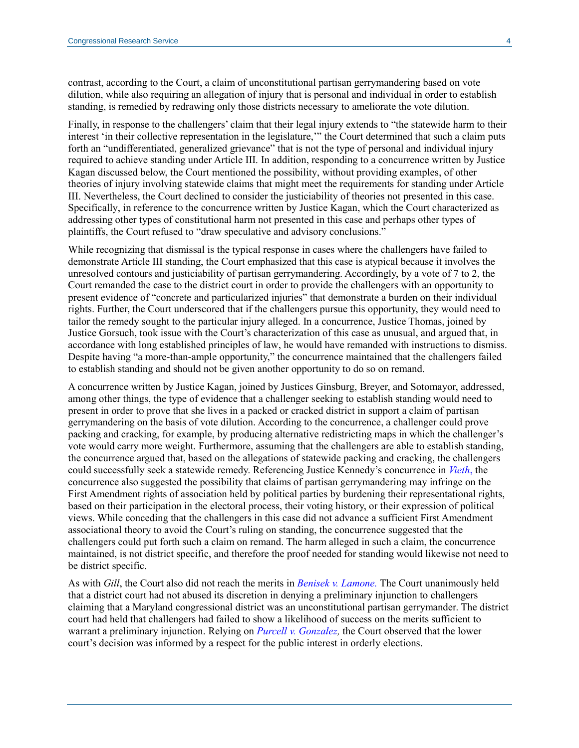contrast, according to the Court, a claim of unconstitutional partisan gerrymandering based on vote dilution, while also requiring an allegation of injury that is personal and individual in order to establish standing, is remedied by redrawing only those districts necessary to ameliorate the vote dilution.

Finally, in response to the challengers' claim that their legal injury extends to "the statewide harm to their interest 'in their collective representation in the legislature,'" the Court determined that such a claim puts forth an "undifferentiated, generalized grievance" that is not the type of personal and individual injury required to achieve standing under Article III. In addition, responding to a concurrence written by Justice Kagan discussed below, the Court mentioned the possibility, without providing examples, of other theories of injury involving statewide claims that might meet the requirements for standing under Article III. Nevertheless, the Court declined to consider the justiciability of theories not presented in this case. Specifically, in reference to the concurrence written by Justice Kagan, which the Court characterized as addressing other types of constitutional harm not presented in this case and perhaps other types of plaintiffs, the Court refused to "draw speculative and advisory conclusions."

While recognizing that dismissal is the typical response in cases where the challengers have failed to demonstrate Article III standing, the Court emphasized that this case is atypical because it involves the unresolved contours and justiciability of partisan gerrymandering. Accordingly, by a vote of 7 to 2, the Court remanded the case to the district court in order to provide the challengers with an opportunity to present evidence of "concrete and particularized injuries" that demonstrate a burden on their individual rights. Further, the Court underscored that if the challengers pursue this opportunity, they would need to tailor the remedy sought to the particular injury alleged. In a concurrence, Justice Thomas, joined by Justice Gorsuch, took issue with the Court's characterization of this case as unusual, and argued that, in accordance with long established principles of law, he would have remanded with instructions to dismiss. Despite having "a more-than-ample opportunity," the concurrence maintained that the challengers failed to establish standing and should not be given another opportunity to do so on remand.

A concurrence written by Justice Kagan, joined by Justices Ginsburg, Breyer, and Sotomayor, addressed, among other things, the type of evidence that a challenger seeking to establish standing would need to present in order to prove that she lives in a packed or cracked district in support a claim of partisan gerrymandering on the basis of vote dilution. According to the concurrence, a challenger could prove packing and cracking, for example, by producing alternative redistricting maps in which the challenger's vote would carry more weight. Furthermore, assuming that the challengers are able to establish standing, the concurrence argued that, based on the allegations of statewide packing and cracking, the challengers could successfully seek a statewide remedy. Referencing Justice Kennedy's concurrence in *Vieth*, the concurrence also suggested the possibility that claims of partisan gerrymandering may infringe on the First Amendment rights of association held by political parties by burdening their representational rights, based on their participation in the electoral process, their voting history, or their expression of political views. While conceding that the challengers in this case did not advance a sufficient First Amendment associational theory to avoid the Court's ruling on standing, the concurrence suggested that the challengers could put forth such a claim on remand. The harm alleged in such a claim, the concurrence maintained, is not district specific, and therefore the proof needed for standing would likewise not need to be district specific.

As with *Gill*, the Court also did not reach the merits in *Benisek v. Lamone.* The Court unanimously held that a district court had not abused its discretion in denying a preliminary injunction to challengers claiming that a Maryland congressional district was an unconstitutional partisan gerrymander. The district court had held that challengers had failed to show a likelihood of success on the merits sufficient to warrant a preliminary injunction. Relying on *Purcell v. Gonzalez,* the Court observed that the lower court's decision was informed by a respect for the public interest in orderly elections.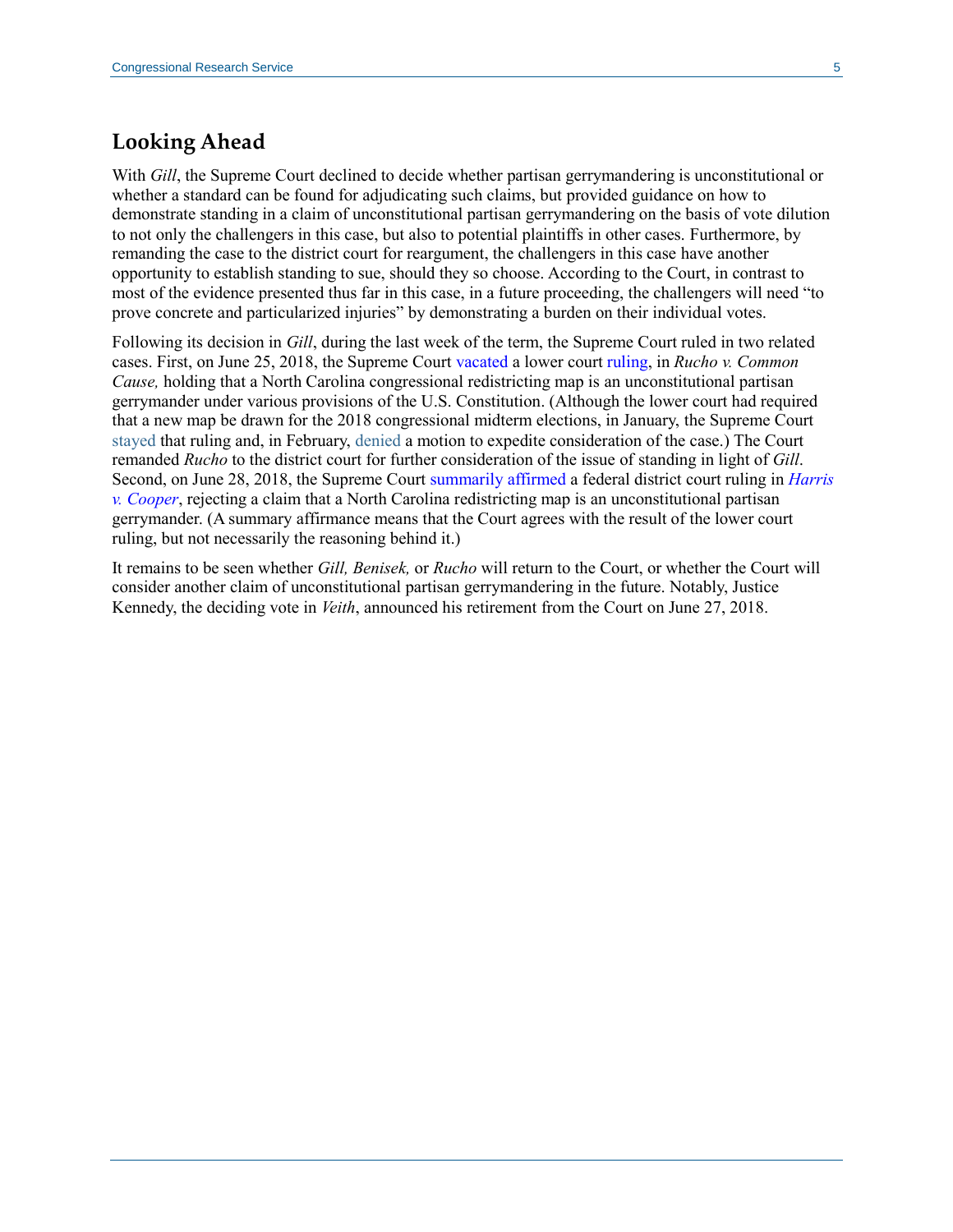## Looking Ahead

With *Gill*, the Supreme Court declined to decide whether partisan gerrymandering is unconstitutional or whether a standard can be found for adjudicating such claims, but provided guidance on how to demonstrate standing in a claim of unconstitutional partisan gerrymandering on the basis of vote dilution to not only the challengers in this case, but also to potential plaintiffs in other cases. Furthermore, by remanding the case to the district court for reargument, the challengers in this case have another opportunity to establish standing to sue, should they so choose. According to the Court, in contrast to most of the evidence presented thus far in this case, in a future proceeding, the challengers will need "to prove concrete and particularized injuries" by demonstrating a burden on their individual votes.

Following its decision in *Gill*, during the last week of the term, the Supreme Court ruled in two related cases. First, on June 25, 2018, the Supreme Court vacated a lower court ruling, in *Rucho v. Common Cause,* holding that a North Carolina congressional redistricting map is an unconstitutional partisan gerrymander under various provisions of the U.S. Constitution. (Although the lower court had required that a new map be drawn for the 2018 congressional midterm elections, in January, the Supreme Court stayed that ruling and, in February, denied a motion to expedite consideration of the case.) The Court remanded *Rucho* to the district court for further consideration of the issue of standing in light of *Gill*. Second, on June 28, 2018, the Supreme Court summarily affirmed a federal district court ruling in *Harris v. Cooper*, rejecting a claim that a North Carolina redistricting map is an unconstitutional partisan gerrymander. (A summary affirmance means that the Court agrees with the result of the lower court ruling, but not necessarily the reasoning behind it.)

It remains to be seen whether *Gill, Benisek,* or *Rucho* will return to the Court, or whether the Court will consider another claim of unconstitutional partisan gerrymandering in the future. Notably, Justice Kennedy, the deciding vote in *Veith*, announced his retirement from the Court on June 27, 2018.